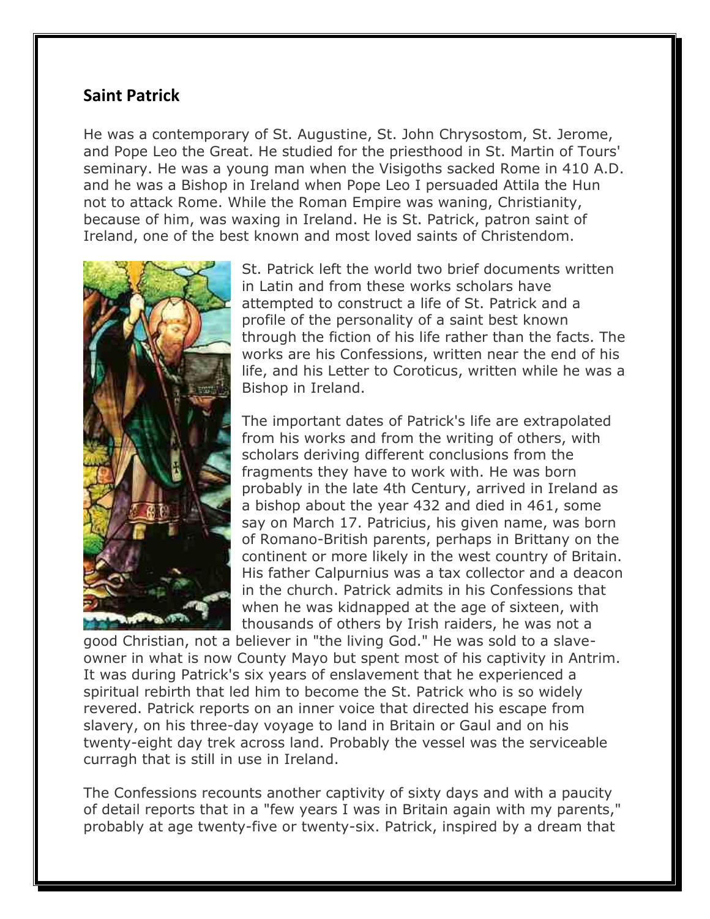## Saint Patrick

He was a contemporary of St. Augustine, St. John Chrysostom, St. Jerome, and Pope Leo the Great. He studied for the priesthood in St. Martin of Tours' seminary. He was a young man when the Visigoths sacked Rome in 410 A.D. and he was a Bishop in Ireland when Pope Leo I persuaded Attila the Hun not to attack Rome. While the Roman Empire was waning, Christianity, because of him, was waxing in Ireland. He is St. Patrick, patron saint of Ireland, one of the best known and most loved saints of Christendom.

St. Patrick left the world two brief documents written in Latin and from these works scholars have attempted to construct a life of St. Patrick and a profile of the personality of a saint best known through the fiction of his life rather than the facts. The works are his Confessions, written near the end of his life, and his Letter to Coroticus, written while he was a Bishop in Ireland.

The important dates of Patrick's life are extrapolated from his works and from the writing of others, with scholars deriving different conclusions from the fragments they have to work with. He was born probably in the late 4th Century, arrived in Ireland as a bishop about the year 432 and died in 461, some say on March 17. Patricius, his given name, was born of Romano-British parents, perhaps in Brittany on the continent or more likely in the west country of Britain. His father Calpurnius was a tax collector and a deacon in the church. Patrick admits in his Confessions that when he was kidnapped at the age of sixteen, with thousands of others by Irish raiders, he was not a good Christian, not a believer in "the living God." He was sold to a slave-owner in what is now County Mayo but spent most of his captivity in Antrim. It was during Patrick's six years of enslavement that he experienced a spiritual rebirth that led him to become the St. Patrick who is so widely revered. Patrick reports on an inner voice that directed his escape from slavery, on his three-day voyage to land in Britain or Gaul and on his twenty-eight day trek across land. Probably the vessel was the serviceable curragh that is still in use in Ireland.

The Confessions recounts another captivity of sixty days and with a paucity of detail reports that in a "few years I was in Britain again with my parents," probably at age twenty-five or twenty-six. Patrick, inspired by a dream that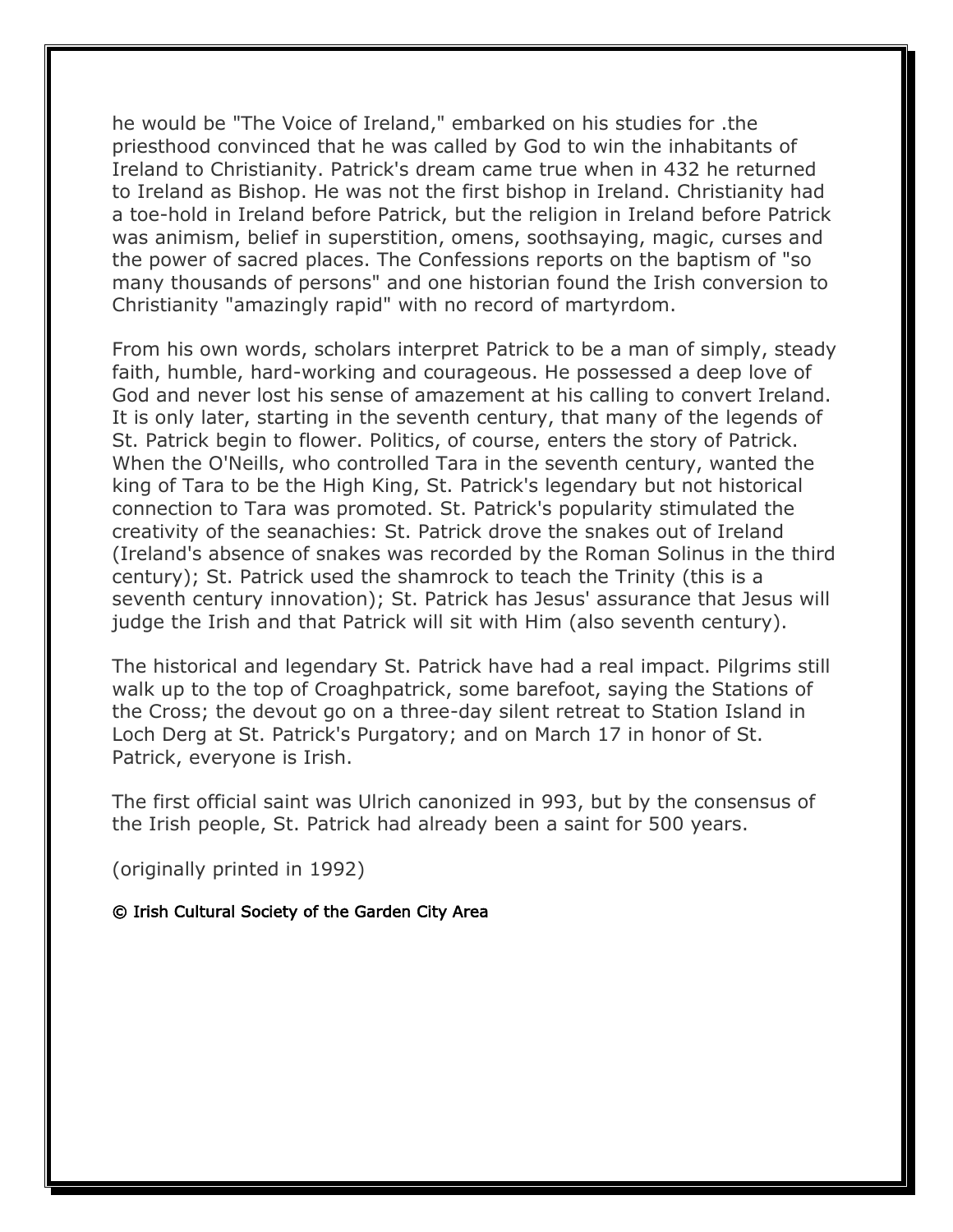he would be "The Voice of Ireland," embarked on his studies for .the priesthood convinced that he was called by God to win the inhabitants of Ireland to Christianity. Patrick's dream came true when in 432 he returned to Ireland as Bishop. He was not the first bishop in Ireland. Christianity had a toe-hold in Ireland before Patrick, but the religion in Ireland before Patrick was animism, belief in superstition, omens, soothsaying, magic, curses and the power of sacred places. The Confessions reports on the baptism of "so many thousands of persons" and one historian found the Irish conversion to Christianity "amazingly rapid" with no record of martyrdom.

From his own words, scholars interpret Patrick to be a man of simply, steady faith, humble, hard-working and courageous. He possessed a deep love of God and never lost his sense of amazement at his calling to convert Ireland. It is only later, starting in the seventh century, that many of the legends of St. Patrick begin to flower. Politics, of course, enters the story of Patrick. When the O'Neills, who controlled Tara in the seventh century, wanted the king of Tara to be the High King, St. Patrick's legendary but not historical connection to Tara was promoted. St. Patrick's popularity stimulated the creativity of the seanachies: St. Patrick drove the snakes out of Ireland (Ireland's absence of snakes was recorded by the Roman Solinus in the third century); St. Patrick used the shamrock to teach the Trinity (this is a seventh century innovation); St. Patrick has Jesus' assurance that Jesus will judge the Irish and that Patrick will sit with Him (also seventh century).

The historical and legendary St. Patrick have had a real impact. Pilgrims still walk up to the top of Croaghpatrick, some barefoot, saying the Stations of the Cross; the devout go on a three-day silent retreat to Station Island in Loch Derg at St. Patrick's Purgatory; and on March 17 in honor of St. Patrick, everyone is Irish.

The first official saint was Ulrich canonized in 993, but by the consensus of the Irish people, St. Patrick had already been a saint for 500 years.

(originally printed in 1992)

© Irish Cultural Society of the Garden City Area